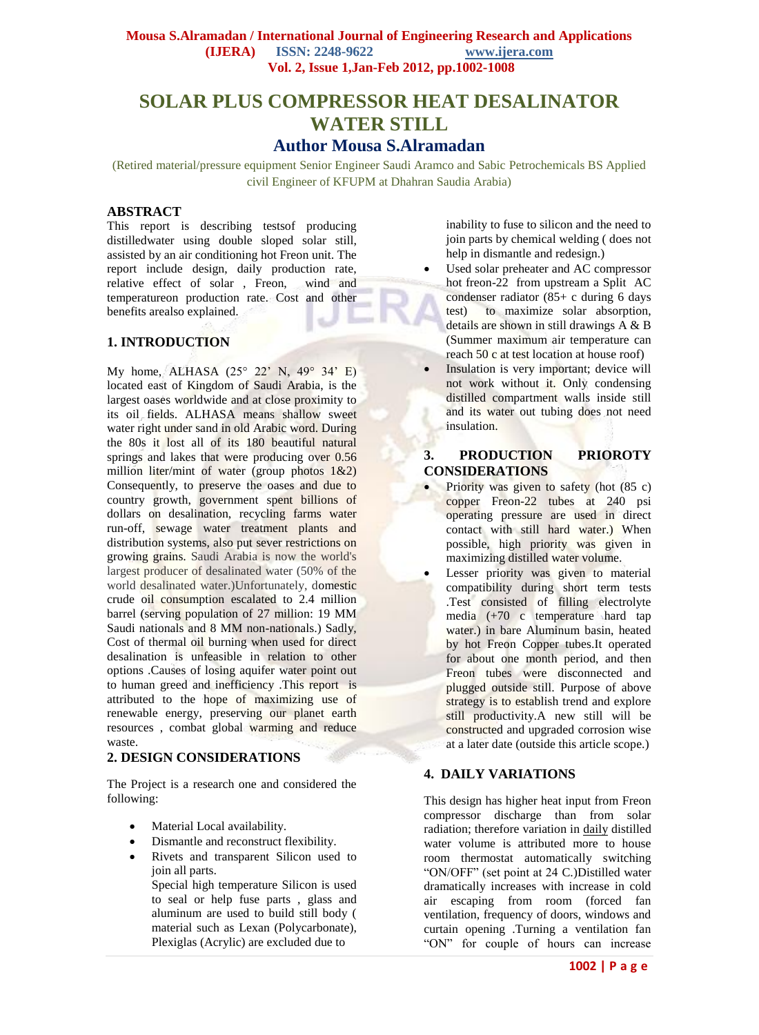# SOLAR PLUS COMPRESSOR HEAT DESALINATOR WATER STILL

## Author Mousa S.Alramadan

(Retired material/pressure equipment Senior Engineer Saudi Aramco and Sabic Petrochemicals BS Applied civil Engineer of KFUPM at Dhahran Saudia Arabia)

## ABSTRACT

This report is describing testsof producing distilledwater using double sloped solar still, assisted by an air conditioning hot Freon unit. The report include design, daily production rate, relative effect of solar , Freon, wind and temperatureon production rate. Cost and other benefits arealso explained.

## 1. INTRODUCTION

My home, ALHASA (25° 22' N, 49° 34' E) located east of Kingdom of Saudi Arabia, is the largest oases worldwide and at close proximity to its oil fields. ALHASA means shallow sweet water right under sand in old Arabic word. During the 80s it lost all of its 180 beautiful natural springs and lakes that were producing over 0.56 million liter/mint of water (group photos 1&2) Consequently, to preserve the oases and due to country growth, government spent billions of dollars on desalination, recycling farms water run-off, sewage water treatment plants and distribution systems, also put sever restrictions on growing grains. Saudi Arabia is now the world's largest producer of desalinated water (50% of the world desalinated water.)Unfortunately, domestic crude oil consumption escalated to 2.4 million barrel (serving population of 27 million: 19 MM Saudi nationals and 8 MM non-nationals.) Sadly, Cost of thermal oil burning when used for direct desalination is unfeasible in relation to other options .Causes of losing aquifer water point out to human greed and inefficiency .This report is attributed to the hope of maximizing use of renewable energy, preserving our planet earth resources , combat global warming and reduce waste.

## 2. DESIGN CONSIDERATIONS

The Project is a research one and considered the following:

- Material Local availability.
- Dismantle and reconstruct flexibility.
- Rivets and transparent Silicon used to join all parts.
  Special high temperature Silicon is used to seal or help fuse parts , glass and aluminum are used to build still body ( material such as Lexan (Polycarbonate), Plexiglas (Acrylic) are excluded due to inability to fuse to silicon and the need to join parts by chemical welding ( does not help in dismantle and redesign.)
- Used solar preheater and AC compressor hot freon-22 from upstream a Split AC condenser radiator (85+ c during 6 days test) to maximize solar absorption, details are shown in still drawings A & B (Summer maximum air temperature can reach 50 c at test location at house roof)
- Insulation is very important; device will not work without it. Only condensing distilled compartment walls inside still and its water out tubing does not need insulation.

## 3. PRODUCTION PRIOROTY CONSIDERATIONS

- Priority was given to safety (hot (85 c) copper Freon-22 tubes at 240 psi operating pressure are used in direct contact with still hard water.) When possible, high priority was given in maximizing distilled water volume.
- Lesser priority was given to material compatibility during short term tests .Test consisted of filling electrolyte media (+70 c temperature hard tap water.) in bare Aluminum basin, heated by hot Freon Copper tubes.It operated for about one month period, and then Freon tubes were disconnected and plugged outside still. Purpose of above strategy is to establish trend and explore still productivity.A new still will be constructed and upgraded corrosion wise at a later date (outside this article scope.)

## 4. DAILY VARIATIONS

This design has higher heat input from Freon compressor discharge than from solar radiation; therefore variation in daily distilled water volume is attributed more to house room thermostat automatically switching "ON/OFF" (set point at 24 C.)Distilled water dramatically increases with increase in cold air escaping from room (forced fan ventilation, frequency of doors, windows and curtain opening .Turning a ventilation fan "ON" for couple of hours can increase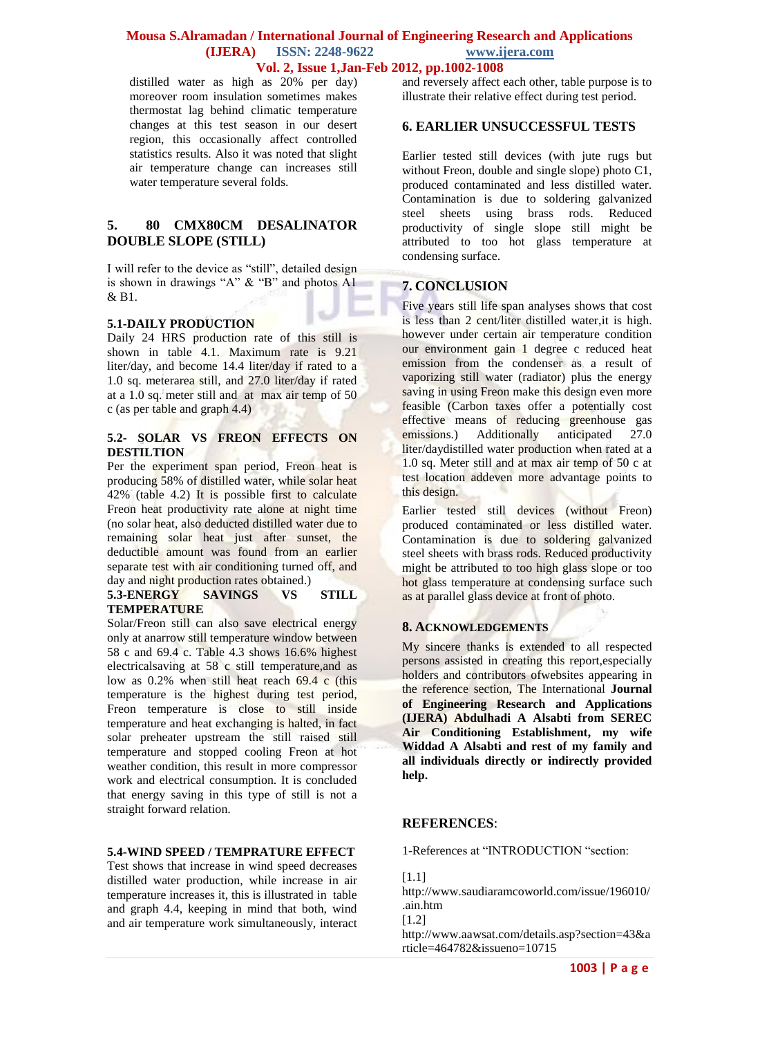distilled water as high as 20% per day) moreover room insulation sometimes makes thermostat lag behind climatic temperature changes at this test season in our desert region, this occasionally affect controlled statistics results. Also it was noted that slight air temperature change can increases still water temperature several folds.

## 5. 80 CMX80CM DESALINATOR DOUBLE SLOPE (STILL)

I will refer to the device as "still", detailed design is shown in drawings "A" & "B" and photos A1 & B1.

### 5.1-DAILY PRODUCTION

Daily 24 HRS production rate of this still is shown in table 4.1. Maximum rate is 9.21 liter/day, and become 14.4 liter/day if rated to a 1.0 sq. meterarea still, and 27.0 liter/day if rated at a 1.0 sq. meter still and at max air temp of 50 c (as per table and graph 4.4)

### 5.2- SOLAR VS FREON EFFECTS ON DESTILTION

Per the experiment span period, Freon heat is producing 58% of distilled water, while solar heat 42% (table 4.2) It is possible first to calculate Freon heat productivity rate alone at night time (no solar heat, also deducted distilled water due to remaining solar heat just after sunset, the deductible amount was found from an earlier separate test with air conditioning turned off, and day and night production rates obtained.)

### 5.3-ENERGY SAVINGS VS STILL TEMPERATURE

Solar/Freon still can also save electrical energy only at anarrow still temperature window between 58 c and 69.4 c. Table 4.3 shows 16.6% highest electricalsaving at 58 c still temperature,and as low as 0.2% when still heat reach 69.4 c (this temperature is the highest during test period, Freon temperature is close to still inside temperature and heat exchanging is halted, in fact solar preheater upstream the still raised still temperature and stopped cooling Freon at hot weather condition, this result in more compressor work and electrical consumption. It is concluded that energy saving in this type of still is not a straight forward relation.

### 5.4-WIND SPEED / TEMPRATURE EFFECT

Test shows that increase in wind speed decreases distilled water production, while increase in air temperature increases it, this is illustrated in table and graph 4.4, keeping in mind that both, wind and air temperature work simultaneously, interact and reversely affect each other, table purpose is to illustrate their relative effect during test period.

## 6. EARLIER UNSUCCESSFUL TESTS

Earlier tested still devices (with jute rugs but without Freon, double and single slope) photo C1, produced contaminated and less distilled water. Contamination is due to soldering galvanized steel sheets using brass rods. Reduced productivity of single slope still might be attributed to too hot glass temperature at condensing surface.

## 7. CONCLUSION

Five years still life span analyses shows that cost is less than 2 cent/liter distilled water,it is high. however under certain air temperature condition our environment gain 1 degree c reduced heat emission from the condenser as a result of vaporizing still water (radiator) plus the energy saving in using Freon make this design even more feasible (Carbon taxes offer a potentially cost effective means of reducing greenhouse gas emissions.) Additionally anticipated 27.0 liter/daydistilled water production when rated at a 1.0 sq. Meter still and at max air temp of 50 c at test location addeven more advantage points to this design.

Earlier tested still devices (without Freon) produced contaminated or less distilled water. Contamination is due to soldering galvanized steel sheets with brass rods. Reduced productivity might be attributed to too high glass slope or too hot glass temperature at condensing surface such as at parallel glass device at front of photo.

## 8. ACKNOWLEDGEMENTS

My sincere thanks is extended to all respected persons assisted in creating this report,especially holders and contributors ofwebsites appearing in the reference section, The International **Journal of Engineering Research and Applications (IJERA) Abdulhadi A Alsabti from SEREC Air Conditioning Establishment, my wife Widdad A Alsabti and rest of my family and all individuals directly or indirectly provided help.**

## REFERENCES:

1-References at "INTRODUCTION "section:

[1.1] http://www.saudiaramcoworld.com/issue/196010/.ain.htm

[1.2] http://www.aawsat.com/details.asp?section=43&article=464782&issueno=10715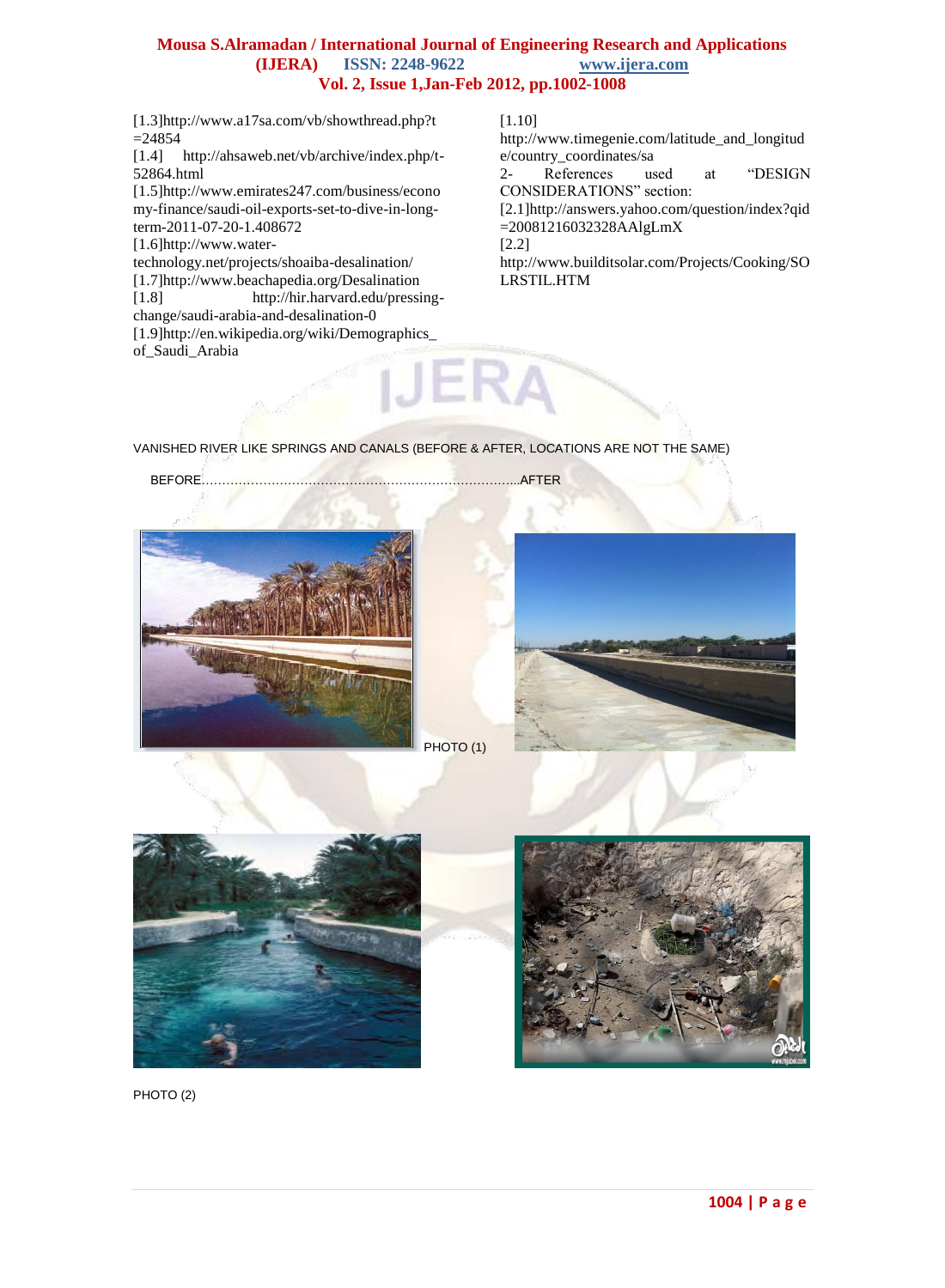[1.3]http://www.a17sa.com/vb/showthread.php?t=24854

[1.4] http://ahsaweb.net/vb/archive/index.php/t-52864.html

[1.5]http://www.emirates247.com/business/economy-finance/saudi-oil-exports-set-to-dive-in-long-term-2011-07-20-1.408672

[1.6]http://www.water-technology.net/projects/shoaiba-desalination/

[1.7]http://www.beachapedia.org/Desalination

[1.8] http://hir.harvard.edu/pressing-change/saudi-arabia-and-desalination-0

[1.9]http://en.wikipedia.org/wiki/Demographics_of_Saudi_Arabia

[1.10] http://www.timegenie.com/latitude_and_longitude/country_coordinates/sa

2- References used at "DESIGN CONSIDERATIONS" section:

[2.1]http://answers.yahoo.com/question/index?qid=20081216032328AAlgLmX

[2.2] http://www.builditsolar.com/Projects/Cooking/SOLRSTIL.HTM

VANISHED RIVER LIKE SPRINGS AND CANALS (BEFORE & AFTER, LOCATIONS ARE NOT THE SAME)

BEFORE………………………………………………………………….AFTER

PHOTO (1)

PHOTO (2)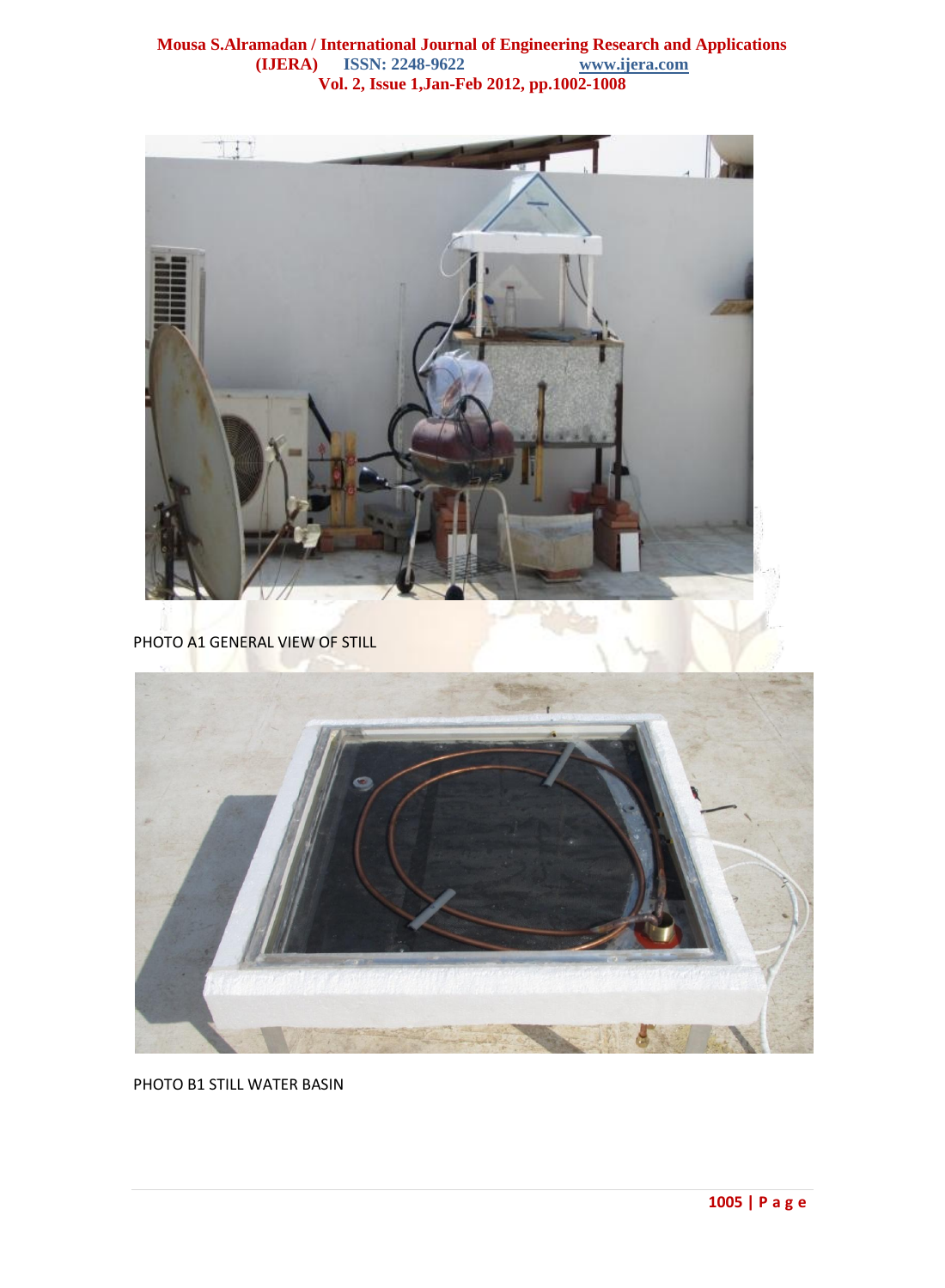PHOTO A1 GENERAL VIEW OF STILL

PHOTO B1 STILL WATER BASIN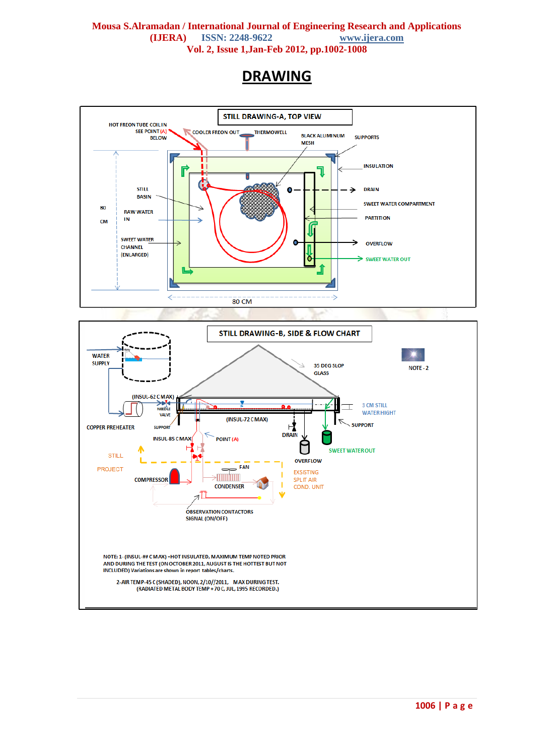# DRAWING

STILL DRAWING-A, TOP VIEW

HOT FREON TUBE COIL IN SEE POINT (A) BELOW

COOLER FREON OUT

THERMOWELL

BLACK ALUMINUM MESH

SUPPORTS

INSULATION

STILL BASIN

DRAIN

SWEET WATER COMPARTMENT

80 CM

RAW WATER IN

PARTITION

SWEET WATER CHANNEL (ENLARGED)

OVERFLOW

SWEET WATER OUT

80 CM

STILL DRAWING-B, SIDE & FLOW CHART

WATER SUPPLY

35 DEG SLOP GLASS

NOTE - 2

(INSUL-62 C MAX)

NEEDLE VALVE

3 CM STILL WATER HIGHT

(INSUL-72 C MAX)

COPPER PREHEATER

SUPPORT

SUPPORT

DRAIN

INSUL-85 C MAX

POINT (A)

SWEET WATER OUT

STILL

OVERFLOW

PROJECT

FAN

EXSISTING SPLIT AIR COND. UNIT

COMPRESSOR

CONDENSER

OBSERVATION CONTACTORS SIGNAL (ON/OFF)

NOTE: 1- (INSUL-## C MAX) -HOT INSULATED, MAXIMUM TEMP NOTED PRIOR AND DURING THE TEST (ON OCTOBER 2011, AUGUST IS THE HOTTEST BUT NOT INCLUDED) Variations are shown in report tables/charts.

2-AIR TEMP-45 C (SHADED), NOON, 2/10//2011, MAX DURING TEST. (RADIATED METAL BODY TEMP +70 C, JUL, 1995 RECORDED.)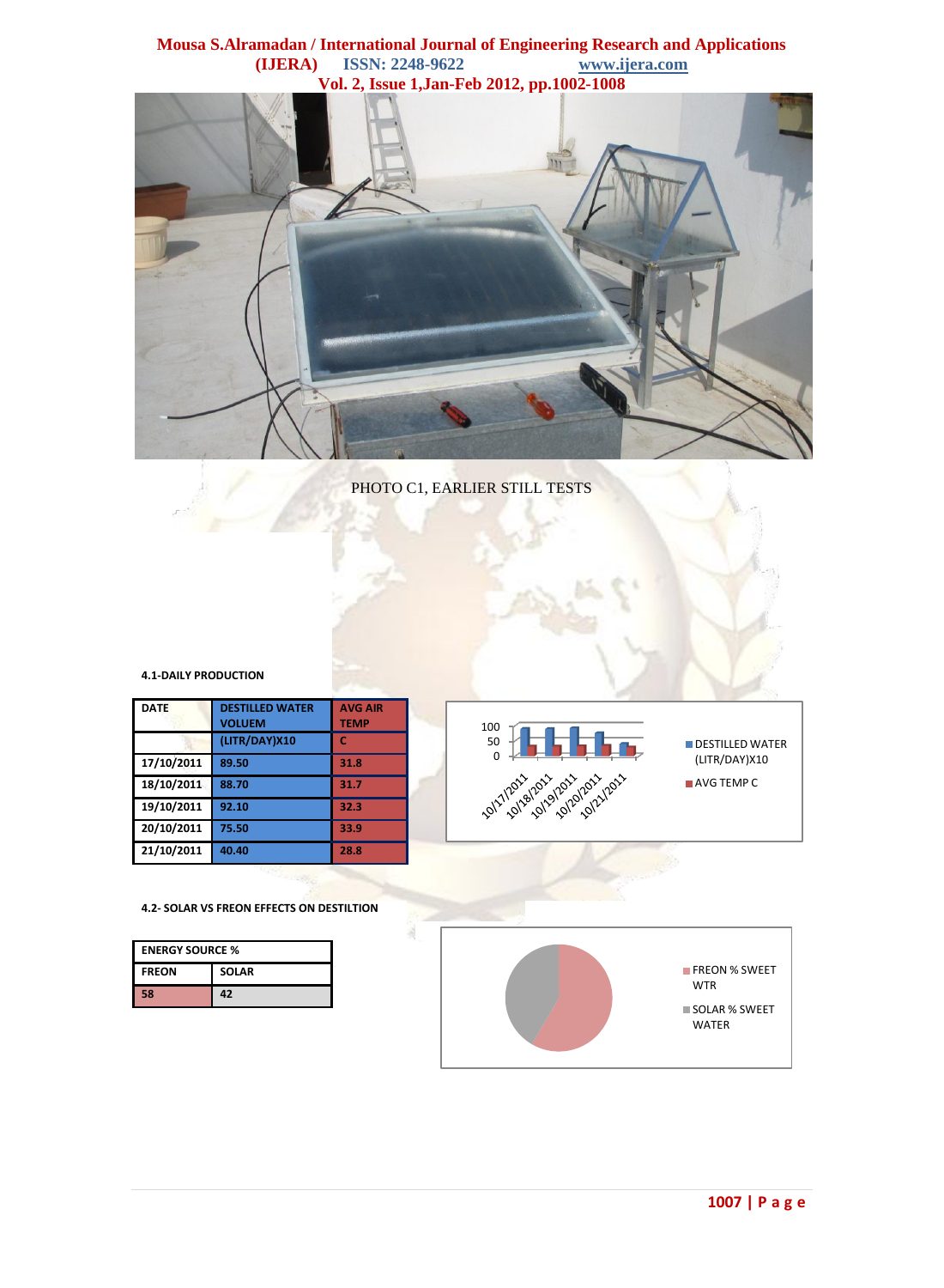PHOTO C1, EARLIER STILL TESTS

**4.1-DAILY PRODUCTION**

| DATE | DESTILLED WATER VOLUEM (LITR/DAY)X10 | AVG AIR TEMP C |
|---|---|---|
| 17/10/2011 | 89.50 | 31.8 |
| 18/10/2011 | 88.70 | 31.7 |
| 19/10/2011 | 92.10 | 32.3 |
| 20/10/2011 | 75.50 | 33.9 |
| 21/10/2011 | 40.40 | 28.8 |

**4.2- SOLAR VS FREON EFFECTS ON DESTILTION**

| ENERGY SOURCE % | |
|---|---|
| FREON | SOLAR |
| 58 | 42 |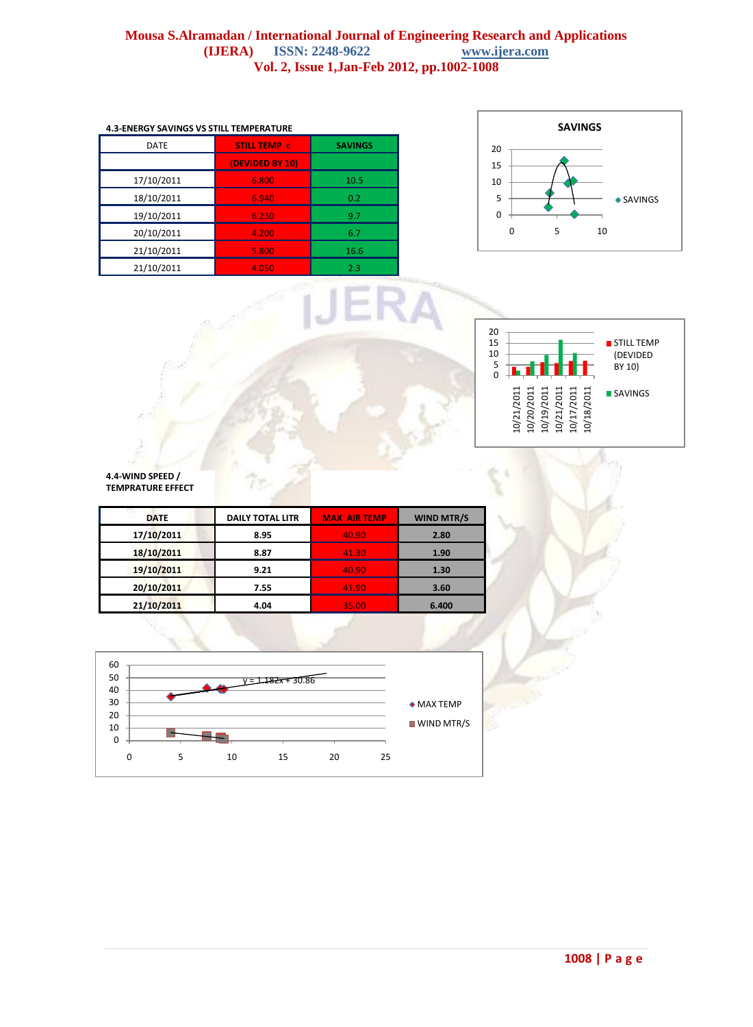**4.3-ENERGY SAVINGS VS STILL TEMPERATURE**

| DATE | STILL TEMP c | SAVINGS |
|---|---|---|
| | (DEVIDED BY 10) | |
| 17/10/2011 | 6.800 | 10.5 |
| 18/10/2011 | 6.940 | 0.2 |
| 19/10/2011 | 6.230 | 9.7 |
| 20/10/2011 | 4.200 | 6.7 |
| 21/10/2011 | 5.800 | 16.6 |
| 21/10/2011 | 4.050 | 2.3 |

SAVINGS

20
15
10
5
0

0 5 10

SAVINGS

20
15
10
5
0

10/21/2011 10/20/2011 10/19/2011 10/21/2011 10/17/2011 10/18/2011

STILL TEMP (DEVIDED BY 10)

SAVINGS

**4.4-WIND SPEED / TEMPRATURE EFFECT**

| DATE | DAILY TOTAL LITR | MAX AIR TEMP | WIND MTR/S |
|---|---|---|---|
| 17/10/2011 | 8.95 | 40.90 | 2.80 |
| 18/10/2011 | 8.87 | 41.30 | 1.90 |
| 19/10/2011 | 9.21 | 40.90 | 1.30 |
| 20/10/2011 | 7.55 | 41.90 | 3.60 |
| 21/10/2011 | 4.04 | 35.00 | 6.400 |

60
50
40
30
20
10
0

0 5 10 15 20 25

y = 1.182x + 30.86

MAX TEMP

WIND MTR/S